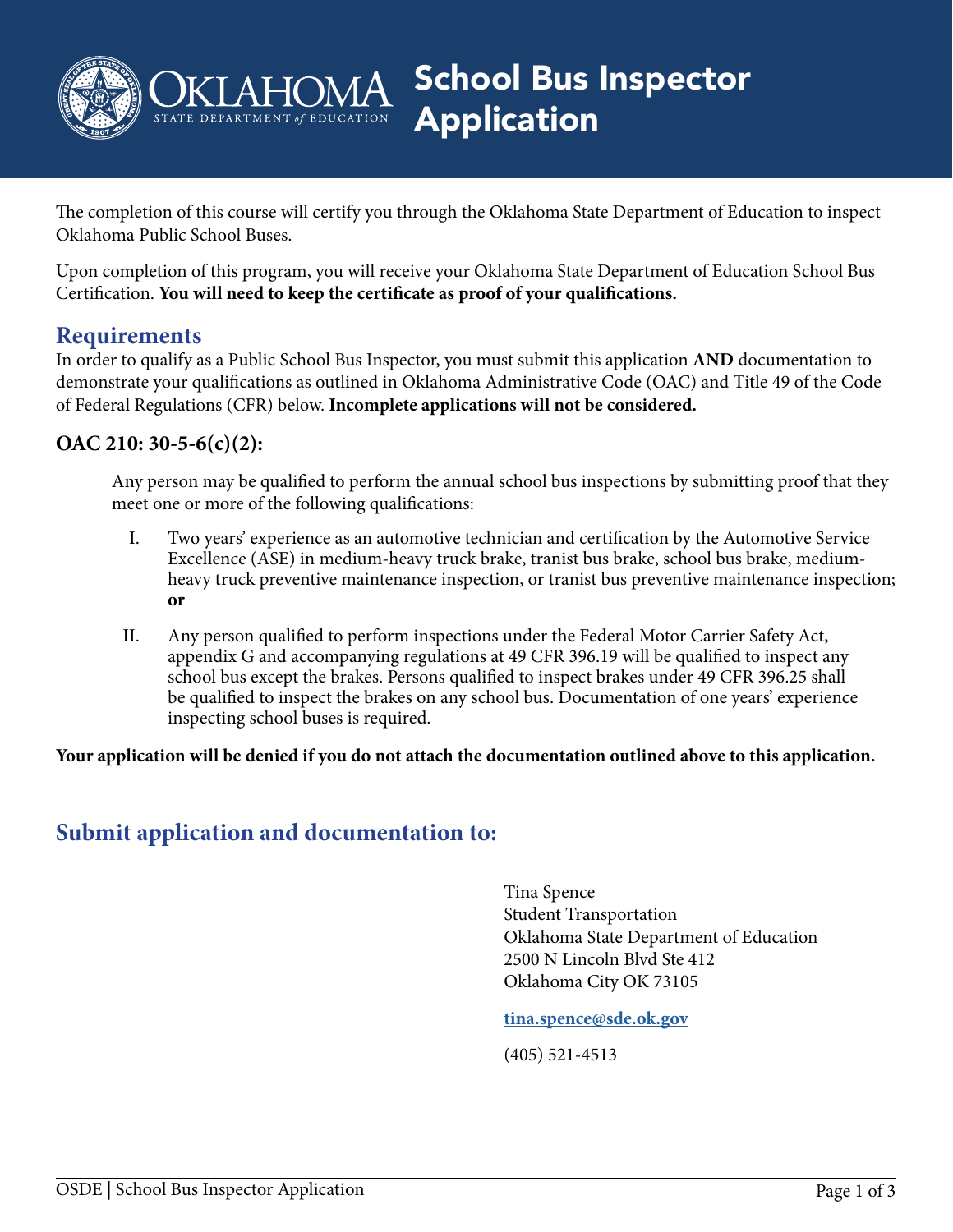# School Bus Inspector Application

The completion of this course will certify you through the Oklahoma State Department of Education to inspect Oklahoma Public School Buses.

Upon completion of this program, you will receive your Oklahoma State Department of Education School Bus Certification. **You will need to keep the certificate as proof of your qualifications.**

## Requirements

In order to qualify as a Public School Bus Inspector, you must submit this application **AND** documentation to demonstrate your qualifications as outlined in Oklahoma Administrative Code (OAC) and Title 49 of the Code of Federal Regulations (CFR) below. **Incomplete applications will not be considered.**

### OAC 210: 30-5-6(c)(2):

Any person may be qualified to perform the annual school bus inspections by submitting proof that they meet one or more of the following qualifications:

I. Two years' experience as an automotive technician and certification by the Automotive Service Excellence (ASE) in medium-heavy truck brake, tranist bus brake, school bus brake, medium-heavy truck preventive maintenance inspection, or tranist bus preventive maintenance inspection; **or**

II. Any person qualified to perform inspections under the Federal Motor Carrier Safety Act, appendix G and accompanying regulations at 49 CFR 396.19 will be qualified to inspect any school bus except the brakes. Persons qualified to inspect brakes under 49 CFR 396.25 shall be qualified to inspect the brakes on any school bus. Documentation of one years' experience inspecting school buses is required.

**Your application will be denied if you do not attach the documentation outlined above to this application.**

## Submit application and documentation to:

Tina Spence
Student Transportation
Oklahoma State Department of Education
2500 N Lincoln Blvd Ste 412
Oklahoma City OK 73105

**tina.spence@sde.ok.gov**

(405) 521-4513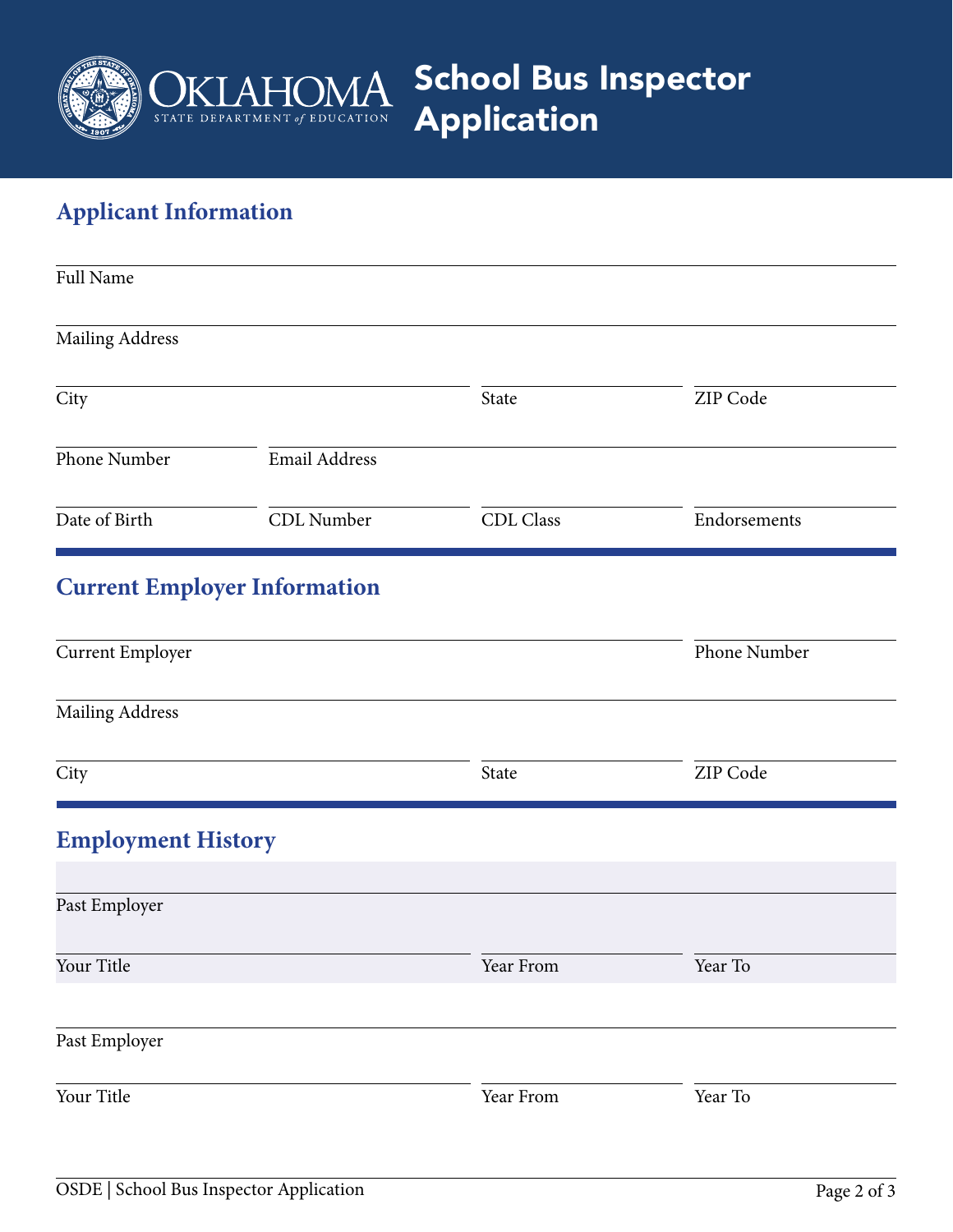# School Bus Inspector Application

OKLAHOMA STATE DEPARTMENT *of* EDUCATION

## Applicant Information

Full Name

Mailing Address

| City | State | ZIP Code |
|---|---|---|
| | | |

| Phone Number | Email Address |
|---|---|
| | |

| Date of Birth | CDL Number | CDL Class | Endorsements |
|---|---|---|---|
| | | | |

## Current Employer Information

| Current Employer | Phone Number |
|---|---|
| | |

Mailing Address

| City | State | ZIP Code |
|---|---|---|
| | | |

## Employment History

Past Employer

| Your Title | Year From | Year To |
|---|---|---|
| | | |

Past Employer

| Your Title | Year From | Year To |
|---|---|---|
| | | |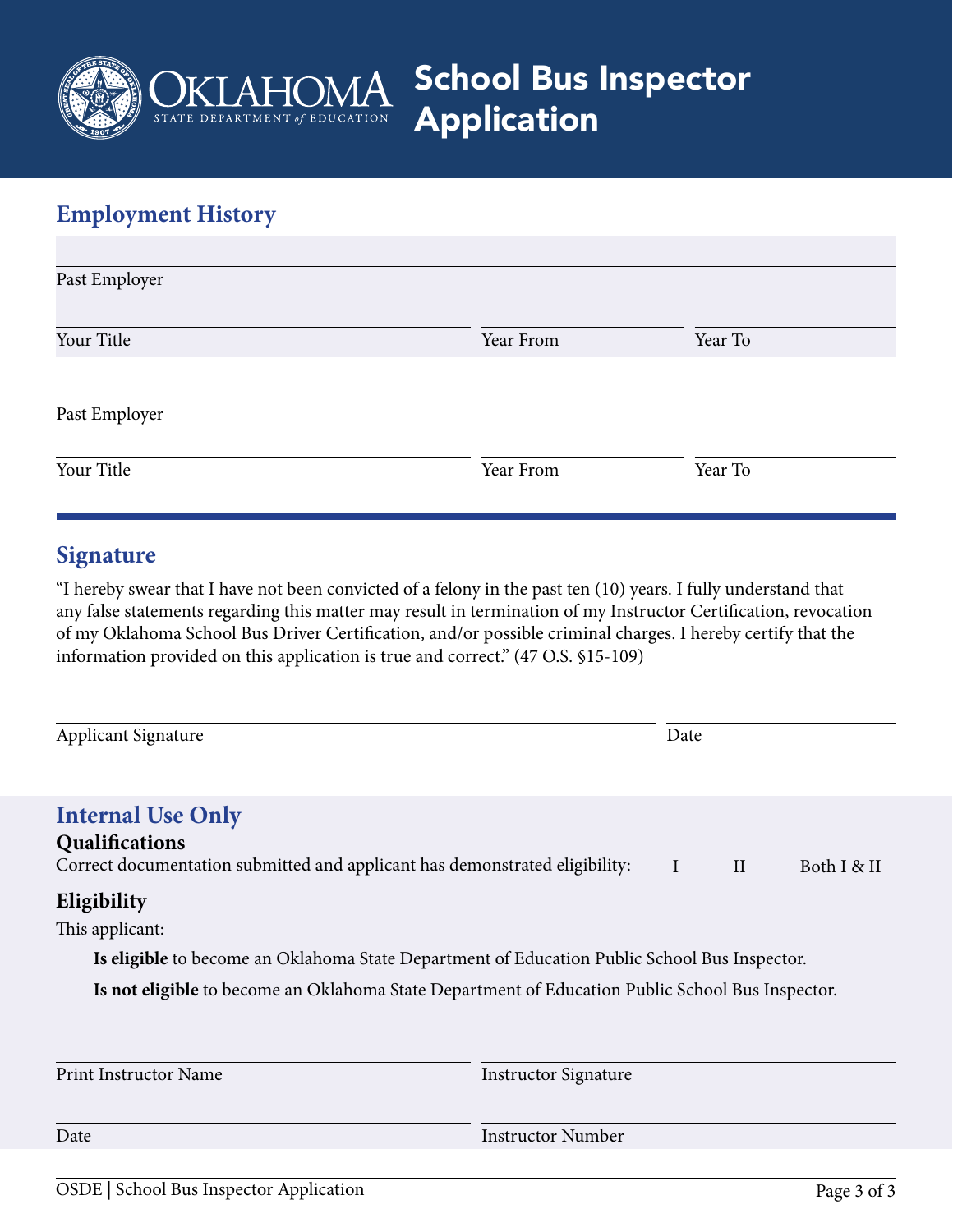# School Bus Inspector Application

## Employment History

Past Employer

Your Title | Year From | Year To

Past Employer

Your Title | Year From | Year To

## Signature

"I hereby swear that I have not been convicted of a felony in the past ten (10) years. I fully understand that any false statements regarding this matter may result in termination of my Instructor Certification, revocation of my Oklahoma School Bus Driver Certification, and/or possible criminal charges. I hereby certify that the information provided on this application is true and correct." (47 O.S. §15-109)

Applicant Signature | Date

## Internal Use Only

### Qualifications

Correct documentation submitted and applicant has demonstrated eligibility: I II Both I & II

### Eligibility

This applicant:

**Is eligible** to become an Oklahoma State Department of Education Public School Bus Inspector.

**Is not eligible** to become an Oklahoma State Department of Education Public School Bus Inspector.

Print Instructor Name | Instructor Signature

Date | Instructor Number

OSDE | School Bus Inspector Application